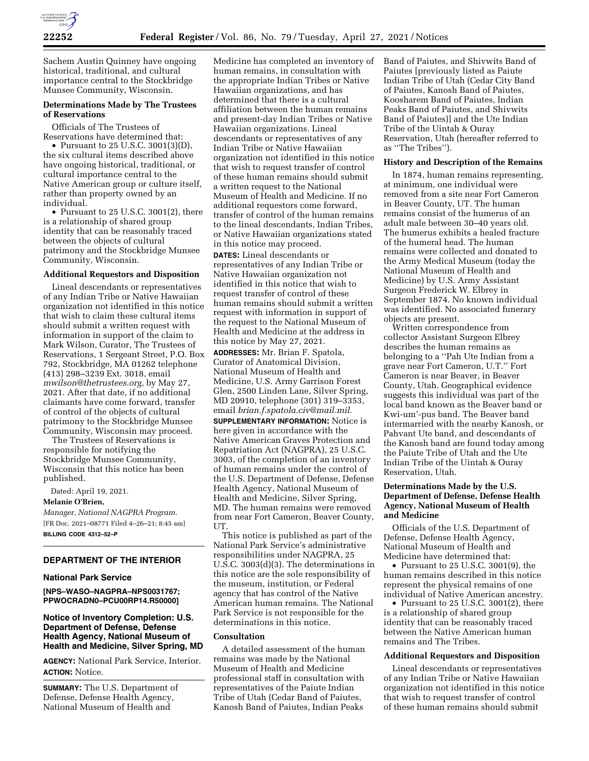Sachem Austin Quinney have ongoing historical, traditional, and cultural importance central to the Stockbridge Munsee Community, Wisconsin.

### Determinations Made by The Trustees of Reservations

Officials of The Trustees of Reservations have determined that:

- Pursuant to 25 U.S.C. 3001(3)(D), the six cultural items described above have ongoing historical, traditional, or cultural importance central to the Native American group or culture itself, rather than property owned by an individual.
- Pursuant to 25 U.S.C. 3001(2), there is a relationship of shared group identity that can be reasonably traced between the objects of cultural patrimony and the Stockbridge Munsee Community, Wisconsin.

### Additional Requestors and Disposition

Lineal descendants or representatives of any Indian Tribe or Native Hawaiian organization not identified in this notice that wish to claim these cultural items should submit a written request with information in support of the claim to Mark Wilson, Curator, The Trustees of Reservations, 1 Sergeant Street, P.O. Box 792, Stockbridge, MA 01262 telephone (413) 298–3239 Ext. 3018, email *mwilson@thetrustees.org,* by May 27, 2021. After that date, if no additional claimants have come forward, transfer of control of the objects of cultural patrimony to the Stockbridge Munsee Community, Wisconsin may proceed.

The Trustees of Reservations is responsible for notifying the Stockbridge Munsee Community, Wisconsin that this notice has been published.

Dated: April 19, 2021.

**Melanie O'Brien,**

*Manager, National NAGPRA Program.*

[FR Doc. 2021–08771 Filed 4–26–21; 8:45 am]

**BILLING CODE 4312–52–P**

---

## DEPARTMENT OF THE INTERIOR

### National Park Service

**[NPS–WASO–NAGPRA–NPS0031767; PPWOCRADN0–PCU00RP14.R50000]**

## Notice of Inventory Completion: U.S. Department of Defense, Defense Health Agency, National Museum of Health and Medicine, Silver Spring, MD

**AGENCY:** National Park Service, Interior.

**ACTION:** Notice.

**SUMMARY:** The U.S. Department of Defense, Defense Health Agency, National Museum of Health and Medicine has completed an inventory of human remains, in consultation with the appropriate Indian Tribes or Native Hawaiian organizations, and has determined that there is a cultural affiliation between the human remains and present-day Indian Tribes or Native Hawaiian organizations. Lineal descendants or representatives of any Indian Tribe or Native Hawaiian organization not identified in this notice that wish to request transfer of control of these human remains should submit a written request to the National Museum of Health and Medicine. If no additional requestors come forward, transfer of control of the human remains to the lineal descendants, Indian Tribes, or Native Hawaiian organizations stated in this notice may proceed.

**DATES:** Lineal descendants or representatives of any Indian Tribe or Native Hawaiian organization not identified in this notice that wish to request transfer of control of these human remains should submit a written request with information in support of the request to the National Museum of Health and Medicine at the address in this notice by May 27, 2021.

**ADDRESSES:** Mr. Brian F. Spatola, Curator of Anatomical Division, National Museum of Health and Medicine, U.S. Army Garrison Forest Glen, 2500 Linden Lane, Silver Spring, MD 20910, telephone (301) 319–3353, email *brian.f.spatola.civ@mail.mil.*

**SUPPLEMENTARY INFORMATION:** Notice is here given in accordance with the Native American Graves Protection and Repatriation Act (NAGPRA), 25 U.S.C. 3003, of the completion of an inventory of human remains under the control of the U.S. Department of Defense, Defense Health Agency, National Museum of Health and Medicine, Silver Spring, MD. The human remains were removed from near Fort Cameron, Beaver County, UT.

This notice is published as part of the National Park Service's administrative responsibilities under NAGPRA, 25 U.S.C. 3003(d)(3). The determinations in this notice are the sole responsibility of the museum, institution, or Federal agency that has control of the Native American human remains. The National Park Service is not responsible for the determinations in this notice.

### Consultation

A detailed assessment of the human remains was made by the National Museum of Health and Medicine professional staff in consultation with representatives of the Paiute Indian Tribe of Utah (Cedar Band of Paiutes, Kanosh Band of Paiutes, Indian Peaks Band of Paiutes, and Shivwits Band of Paiutes [previously listed as Paiute Indian Tribe of Utah (Cedar City Band of Paiutes, Kanosh Band of Paiutes, Koosharem Band of Paiutes, Indian Peaks Band of Paiutes, and Shivwits Band of Paiutes)] and the Ute Indian Tribe of the Uintah & Ouray Reservation, Utah (hereafter referred to as ''The Tribes'').

### History and Description of the Remains

In 1874, human remains representing, at minimum, one individual were removed from a site near Fort Cameron in Beaver County, UT. The human remains consist of the humerus of an adult male between 30–40 years old. The humerus exhibits a healed fracture of the humeral head. The human remains were collected and donated to the Army Medical Museum (today the National Museum of Health and Medicine) by U.S. Army Assistant Surgeon Frederick W. Elbrey in September 1874. No known individual was identified. No associated funerary objects are present.

Written correspondence from collector Assistant Surgeon Elbrey describes the human remains as belonging to a ''Pah Ute Indian from a grave near Fort Cameron, U.T.'' Fort Cameron is near Beaver, in Beaver County, Utah. Geographical evidence suggests this individual was part of the local band known as the Beaver band or Kwi-um'-pus band. The Beaver band intermarried with the nearby Kanosh, or Pahvant Ute band, and descendants of the Kanosh band are found today among the Paiute Tribe of Utah and the Ute Indian Tribe of the Uintah & Ouray Reservation, Utah.

### Determinations Made by the U.S. Department of Defense, Defense Health Agency, National Museum of Health and Medicine

Officials of the U.S. Department of Defense, Defense Health Agency, National Museum of Health and Medicine have determined that:

- Pursuant to 25 U.S.C. 3001(9), the human remains described in this notice represent the physical remains of one individual of Native American ancestry.
- Pursuant to 25 U.S.C. 3001(2), there is a relationship of shared group identity that can be reasonably traced between the Native American human remains and The Tribes.

### Additional Requestors and Disposition

Lineal descendants or representatives of any Indian Tribe or Native Hawaiian organization not identified in this notice that wish to request transfer of control of these human remains should submit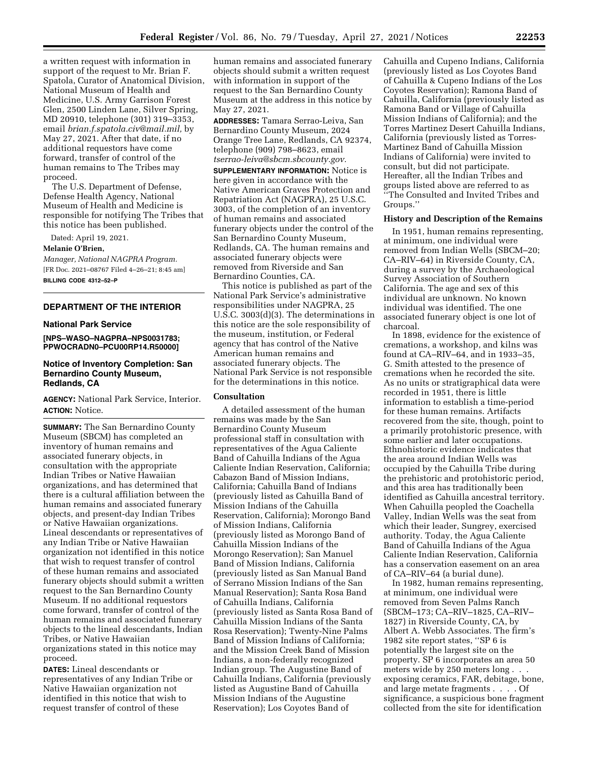a written request with information in support of the request to Mr. Brian F. Spatola, Curator of Anatomical Division, National Museum of Health and Medicine, U.S. Army Garrison Forest Glen, 2500 Linden Lane, Silver Spring, MD 20910, telephone (301) 319–3353, email *brian.f.spatola.civ@mail.mil,* by May 27, 2021. After that date, if no additional requestors have come forward, transfer of control of the human remains to The Tribes may proceed.

The U.S. Department of Defense, Defense Health Agency, National Museum of Health and Medicine is responsible for notifying The Tribes that this notice has been published.

Dated: April 19, 2021.

**Melanie O'Brien,**

*Manager, National NAGPRA Program.*

[FR Doc. 2021–08767 Filed 4–26–21; 8:45 am]

**BILLING CODE 4312–52–P**

## DEPARTMENT OF THE INTERIOR

### National Park Service

**[NPS–WASO–NAGPRA–NPS0031783; PPWOCRADN0–PCU00RP14.R50000]**

### Notice of Inventory Completion: San Bernardino County Museum, Redlands, CA

**AGENCY:** National Park Service, Interior.

**ACTION:** Notice.

**SUMMARY:** The San Bernardino County Museum (SBCM) has completed an inventory of human remains and associated funerary objects, in consultation with the appropriate Indian Tribes or Native Hawaiian organizations, and has determined that there is a cultural affiliation between the human remains and associated funerary objects, and present-day Indian Tribes or Native Hawaiian organizations. Lineal descendants or representatives of any Indian Tribe or Native Hawaiian organization not identified in this notice that wish to request transfer of control of these human remains and associated funerary objects should submit a written request to the San Bernardino County Museum. If no additional requestors come forward, transfer of control of the human remains and associated funerary objects to the lineal descendants, Indian Tribes, or Native Hawaiian organizations stated in this notice may proceed.

**DATES:** Lineal descendants or representatives of any Indian Tribe or Native Hawaiian organization not identified in this notice that wish to request transfer of control of these human remains and associated funerary objects should submit a written request with information in support of the request to the San Bernardino County Museum at the address in this notice by May 27, 2021.

**ADDRESSES:** Tamara Serrao-Leiva, San Bernardino County Museum, 2024 Orange Tree Lane, Redlands, CA 92374, telephone (909) 798–8623, email *tserrao-leiva@sbcm.sbcounty.gov.*

**SUPPLEMENTARY INFORMATION:** Notice is here given in accordance with the Native American Graves Protection and Repatriation Act (NAGPRA), 25 U.S.C. 3003, of the completion of an inventory of human remains and associated funerary objects under the control of the San Bernardino County Museum, Redlands, CA. The human remains and associated funerary objects were removed from Riverside and San Bernardino Counties, CA.

This notice is published as part of the National Park Service's administrative responsibilities under NAGPRA, 25 U.S.C. 3003(d)(3). The determinations in this notice are the sole responsibility of the museum, institution, or Federal agency that has control of the Native American human remains and associated funerary objects. The National Park Service is not responsible for the determinations in this notice.

#### Consultation

A detailed assessment of the human remains was made by the San Bernardino County Museum professional staff in consultation with representatives of the Agua Caliente Band of Cahuilla Indians of the Agua Caliente Indian Reservation, California; Cabazon Band of Mission Indians, California; Cahuilla Band of Indians (previously listed as Cahuilla Band of Mission Indians of the Cahuilla Reservation, California); Morongo Band of Mission Indians, California (previously listed as Morongo Band of Cahuilla Mission Indians of the Morongo Reservation); San Manuel Band of Mission Indians, California (previously listed as San Manual Band of Serrano Mission Indians of the San Manual Reservation); Santa Rosa Band of Cahuilla Indians, California (previously listed as Santa Rosa Band of Cahuilla Mission Indians of the Santa Rosa Reservation); Twenty-Nine Palms Band of Mission Indians of California; and the Mission Creek Band of Mission Indians, a non-federally recognized Indian group. The Augustine Band of Cahuilla Indians, California (previously listed as Augustine Band of Cahuilla Mission Indians of the Augustine Reservation); Los Coyotes Band of Cahuilla and Cupeno Indians, California (previously listed as Los Coyotes Band of Cahuilla & Cupeno Indians of the Los Coyotes Reservation); Ramona Band of Cahuilla, California (previously listed as Ramona Band or Village of Cahuilla Mission Indians of California); and the Torres Martinez Desert Cahuilla Indians, California (previously listed as Torres-Martinez Band of Cahuilla Mission Indians of California) were invited to consult, but did not participate. Hereafter, all the Indian Tribes and groups listed above are referred to as ''The Consulted and Invited Tribes and Groups.''

#### History and Description of the Remains

In 1951, human remains representing, at minimum, one individual were removed from Indian Wells (SBCM–20; CA–RIV–64) in Riverside County, CA, during a survey by the Archaeological Survey Association of Southern California. The age and sex of this individual are unknown. No known individual was identified. The one associated funerary object is one lot of charcoal.

In 1898, evidence for the existence of cremations, a workshop, and kilns was found at CA–RIV–64, and in 1933–35, G. Smith attested to the presence of cremations when he recorded the site. As no units or stratigraphical data were recorded in 1951, there is little information to establish a time-period for these human remains. Artifacts recovered from the site, though, point to a primarily protohistoric presence, with some earlier and later occupations. Ethnohistoric evidence indicates that the area around Indian Wells was occupied by the Cahuilla Tribe during the prehistoric and protohistoric period, and this area has traditionally been identified as Cahuilla ancestral territory. When Cahuilla peopled the Coachella Valley, Indian Wells was the seat from which their leader, Sungrey, exercised authority. Today, the Agua Caliente Band of Cahuilla Indians of the Agua Caliente Indian Reservation, California has a conservation easement on an area of CA–RIV–64 (a burial dune).

In 1982, human remains representing, at minimum, one individual were removed from Seven Palms Ranch (SBCM–173; CA–RIV–1825, CA–RIV–1827) in Riverside County, CA, by Albert A. Webb Associates. The firm's 1982 site report states, ''SP 6 is potentially the largest site on the property. SP 6 incorporates an area 50 meters wide by 250 meters long . . . exposing ceramics, FAR, debitage, bone, and large metate fragments . . . . Of significance, a suspicious bone fragment collected from the site for identification